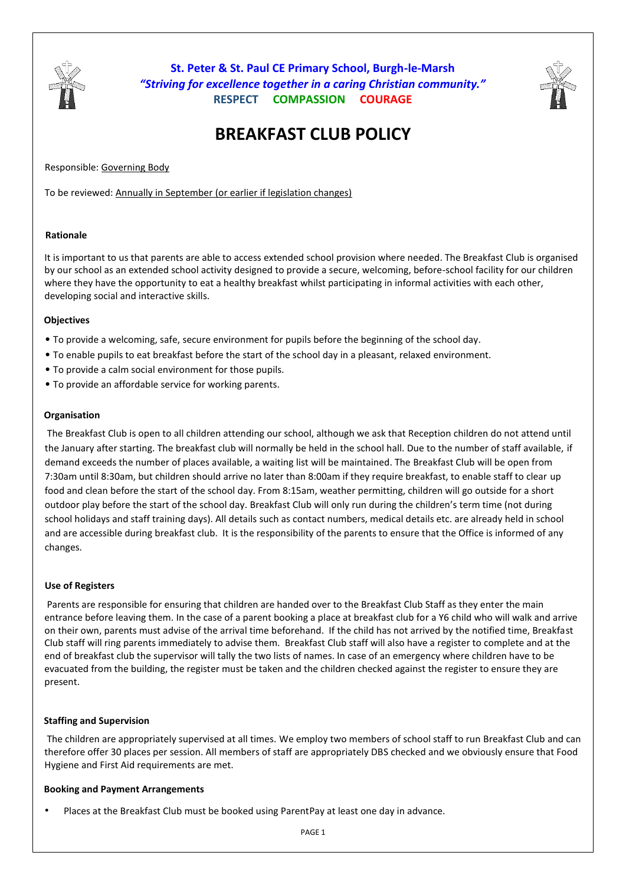**St. Peter & St. Paul CE Primary School, Burgh-le-Marsh**
***"Striving for excellence together in a caring Christian community."***
**RESPECT COMPASSION COURAGE**

# BREAKFAST CLUB POLICY

Responsible: Governing Body

To be reviewed: Annually in September (or earlier if legislation changes)

### Rationale

It is important to us that parents are able to access extended school provision where needed. The Breakfast Club is organised by our school as an extended school activity designed to provide a secure, welcoming, before-school facility for our children where they have the opportunity to eat a healthy breakfast whilst participating in informal activities with each other, developing social and interactive skills.

### Objectives

- To provide a welcoming, safe, secure environment for pupils before the beginning of the school day.
- To enable pupils to eat breakfast before the start of the school day in a pleasant, relaxed environment.
- To provide a calm social environment for those pupils.
- To provide an affordable service for working parents.

### Organisation

The Breakfast Club is open to all children attending our school, although we ask that Reception children do not attend until the January after starting. The breakfast club will normally be held in the school hall. Due to the number of staff available, if demand exceeds the number of places available, a waiting list will be maintained. The Breakfast Club will be open from 7:30am until 8:30am, but children should arrive no later than 8:00am if they require breakfast, to enable staff to clear up food and clean before the start of the school day. From 8:15am, weather permitting, children will go outside for a short outdoor play before the start of the school day. Breakfast Club will only run during the children's term time (not during school holidays and staff training days). All details such as contact numbers, medical details etc. are already held in school and are accessible during breakfast club. It is the responsibility of the parents to ensure that the Office is informed of any changes.

### Use of Registers

Parents are responsible for ensuring that children are handed over to the Breakfast Club Staff as they enter the main entrance before leaving them. In the case of a parent booking a place at breakfast club for a Y6 child who will walk and arrive on their own, parents must advise of the arrival time beforehand. If the child has not arrived by the notified time, Breakfast Club staff will ring parents immediately to advise them. Breakfast Club staff will also have a register to complete and at the end of breakfast club the supervisor will tally the two lists of names. In case of an emergency where children have to be evacuated from the building, the register must be taken and the children checked against the register to ensure they are present.

### Staffing and Supervision

The children are appropriately supervised at all times. We employ two members of school staff to run Breakfast Club and can therefore offer 30 places per session. All members of staff are appropriately DBS checked and we obviously ensure that Food Hygiene and First Aid requirements are met.

### Booking and Payment Arrangements

- Places at the Breakfast Club must be booked using ParentPay at least one day in advance.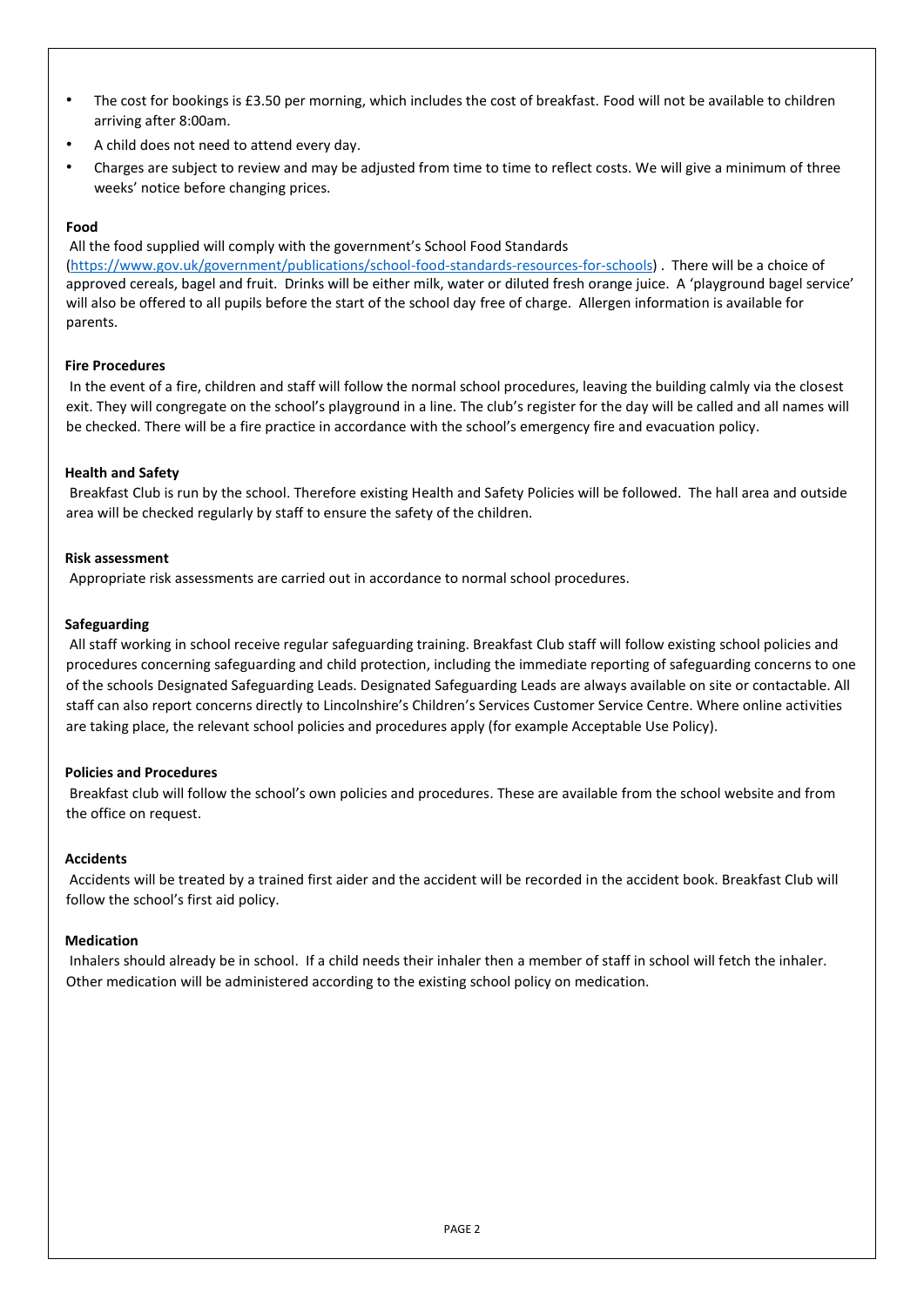- The cost for bookings is £3.50 per morning, which includes the cost of breakfast. Food will not be available to children arriving after 8:00am.
- A child does not need to attend every day.
- Charges are subject to review and may be adjusted from time to time to reflect costs. We will give a minimum of three weeks' notice before changing prices.

**Food**

All the food supplied will comply with the government's School Food Standards (https://www.gov.uk/government/publications/school-food-standards-resources-for-schools) . There will be a choice of approved cereals, bagel and fruit. Drinks will be either milk, water or diluted fresh orange juice. A 'playground bagel service' will also be offered to all pupils before the start of the school day free of charge. Allergen information is available for parents.

**Fire Procedures**

In the event of a fire, children and staff will follow the normal school procedures, leaving the building calmly via the closest exit. They will congregate on the school's playground in a line. The club's register for the day will be called and all names will be checked. There will be a fire practice in accordance with the school's emergency fire and evacuation policy.

**Health and Safety**

Breakfast Club is run by the school. Therefore existing Health and Safety Policies will be followed. The hall area and outside area will be checked regularly by staff to ensure the safety of the children.

**Risk assessment**

Appropriate risk assessments are carried out in accordance to normal school procedures.

**Safeguarding**

All staff working in school receive regular safeguarding training. Breakfast Club staff will follow existing school policies and procedures concerning safeguarding and child protection, including the immediate reporting of safeguarding concerns to one of the schools Designated Safeguarding Leads. Designated Safeguarding Leads are always available on site or contactable. All staff can also report concerns directly to Lincolnshire's Children's Services Customer Service Centre. Where online activities are taking place, the relevant school policies and procedures apply (for example Acceptable Use Policy).

**Policies and Procedures**

Breakfast club will follow the school's own policies and procedures. These are available from the school website and from the office on request.

**Accidents**

Accidents will be treated by a trained first aider and the accident will be recorded in the accident book. Breakfast Club will follow the school's first aid policy.

**Medication**

Inhalers should already be in school. If a child needs their inhaler then a member of staff in school will fetch the inhaler. Other medication will be administered according to the existing school policy on medication.